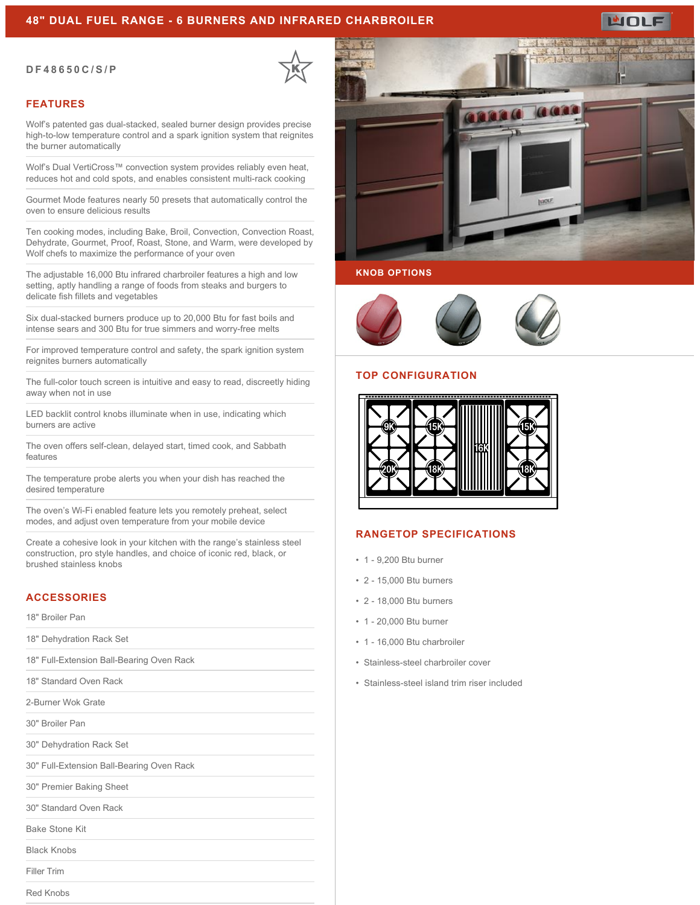# 48" DUAL FUEL RANGE - 6 BURNERS AND INFRARED CHARBROILER

DF48650C/S/P

## FEATURES

Wolf's patented gas dual-stacked, sealed burner design provides precise high-to-low temperature control and a spark ignition system that reignites the burner automatically

Wolf's Dual VertiCross™ convection system provides reliably even heat, reduces hot and cold spots, and enables consistent multi-rack cooking

Gourmet Mode features nearly 50 presets that automatically control the oven to ensure delicious results

Ten cooking modes, including Bake, Broil, Convection, Convection Roast, Dehydrate, Gourmet, Proof, Roast, Stone, and Warm, were developed by Wolf chefs to maximize the performance of your oven

The adjustable 16,000 Btu infrared charbroiler features a high and low setting, aptly handling a range of foods from steaks and burgers to delicate fish fillets and vegetables

Six dual-stacked burners produce up to 20,000 Btu for fast boils and intense sears and 300 Btu for true simmers and worry-free melts

For improved temperature control and safety, the spark ignition system reignites burners automatically

The full-color touch screen is intuitive and easy to read, discreetly hiding away when not in use

LED backlit control knobs illuminate when in use, indicating which burners are active

The oven offers self-clean, delayed start, timed cook, and Sabbath features

The temperature probe alerts you when your dish has reached the desired temperature

The oven's Wi-Fi enabled feature lets you remotely preheat, select modes, and adjust oven temperature from your mobile device

Create a cohesive look in your kitchen with the range's stainless steel construction, pro style handles, and choice of iconic red, black, or brushed stainless knobs

## ACCESSORIES

18" Broiler Pan

18" Dehydration Rack Set

18" Full-Extension Ball-Bearing Oven Rack

18" Standard Oven Rack

2-Burner Wok Grate

30" Broiler Pan

30" Dehydration Rack Set

30" Full-Extension Ball-Bearing Oven Rack

30" Premier Baking Sheet

30" Standard Oven Rack

Bake Stone Kit

Black Knobs

Filler Trim

Red Knobs

## KNOB OPTIONS

## TOP CONFIGURATION

9K, 15K, 16K, 15K, 20K, 18K, 18K

## RANGETOP SPECIFICATIONS

- 1 - 9,200 Btu burner
- 2 - 15,000 Btu burners
- 2 - 18,000 Btu burners
- 1 - 20,000 Btu burner
- 1 - 16,000 Btu charbroiler
- Stainless-steel charbroiler cover
- Stainless-steel island trim riser included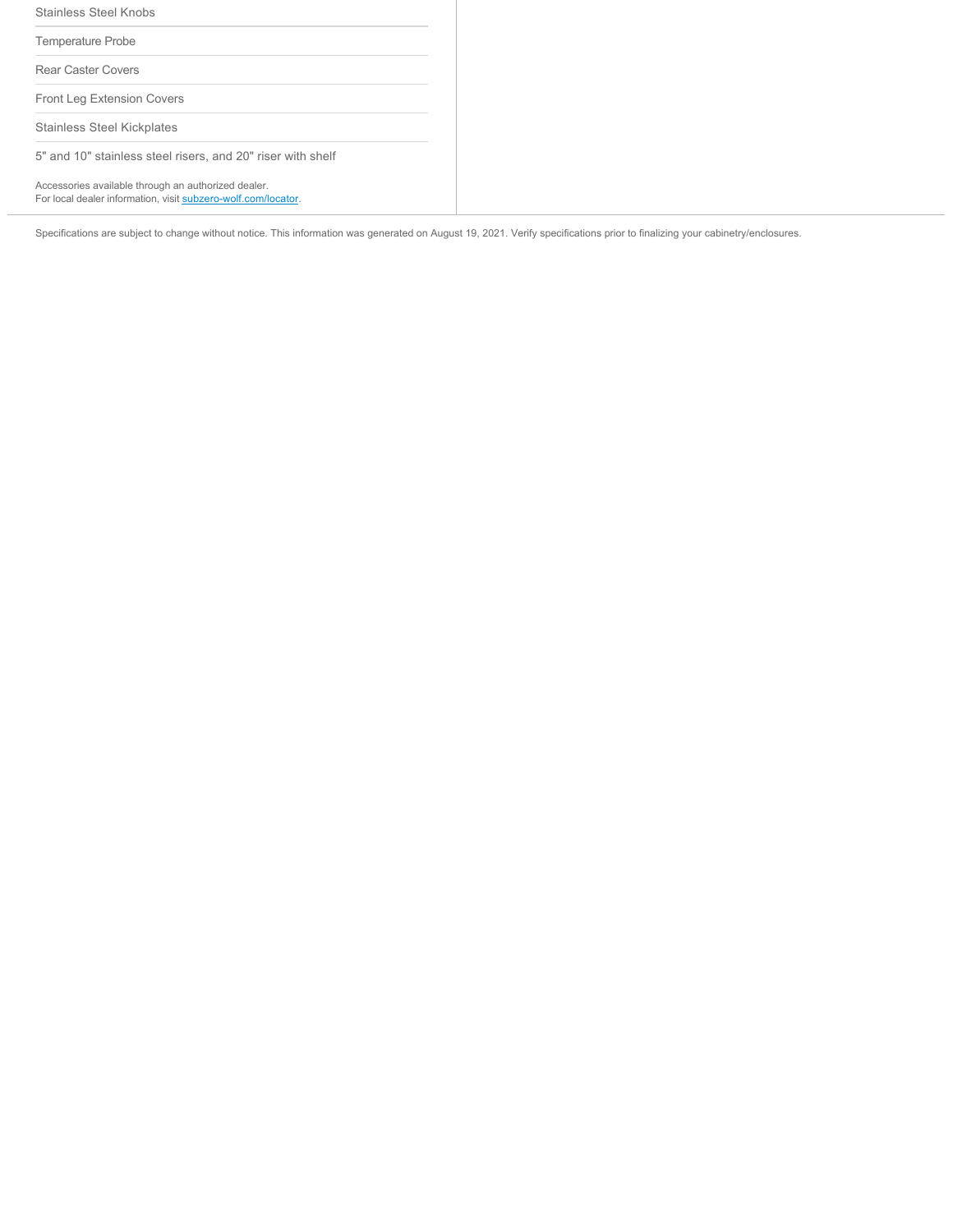- Stainless Steel Knobs
- Temperature Probe
- Rear Caster Covers
- Front Leg Extension Covers
- Stainless Steel Kickplates
- 5" and 10" stainless steel risers, and 20" riser with shelf

Accessories available through an authorized dealer.
For local dealer information, visit [subzero-wolf.com/locator](subzero-wolf.com/locator).

Specifications are subject to change without notice. This information was generated on August 19, 2021. Verify specifications prior to finalizing your cabinetry/enclosures.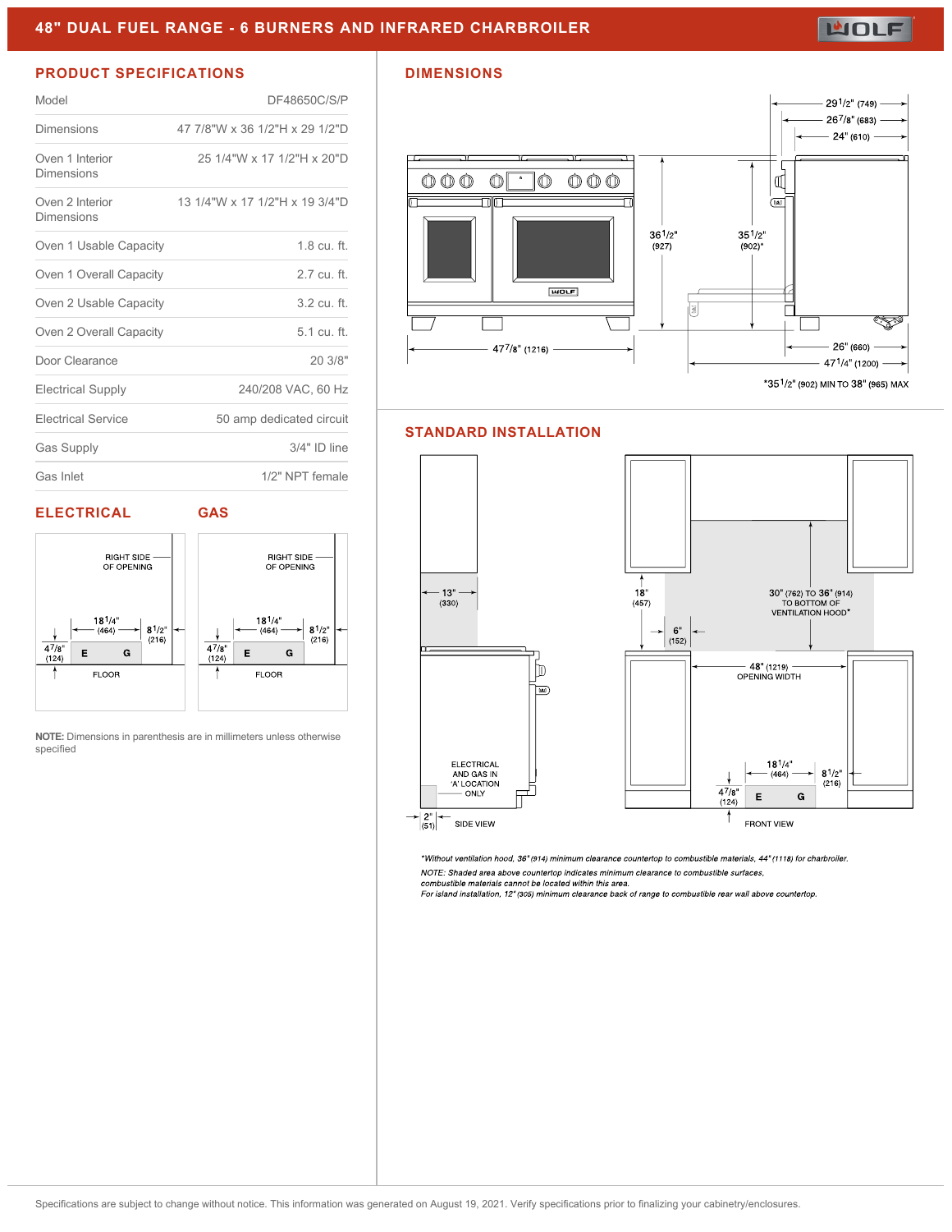# 48" DUAL FUEL RANGE - 6 BURNERS AND INFRARED CHARBROILER

## PRODUCT SPECIFICATIONS

| | |
|---|---|
| Model | DF48650C/S/P |
| Dimensions | 47 7/8"W x 36 1/2"H x 29 1/2"D |
| Oven 1 Interior Dimensions | 25 1/4"W x 17 1/2"H x 20"D |
| Oven 2 Interior Dimensions | 13 1/4"W x 17 1/2"H x 19 3/4"D |
| Oven 1 Usable Capacity | 1.8 cu. ft. |
| Oven 1 Overall Capacity | 2.7 cu. ft. |
| Oven 2 Usable Capacity | 3.2 cu. ft. |
| Oven 2 Overall Capacity | 5.1 cu. ft. |
| Door Clearance | 20 3/8" |
| Electrical Supply | 240/208 VAC, 60 Hz |
| Electrical Service | 50 amp dedicated circuit |
| Gas Supply | 3/4" ID line |
| Gas Inlet | 1/2" NPT female |

## ELECTRICAL

RIGHT SIDE OF OPENING

18 1/4" (464)

8 1/2" (216)

4 7/8" (124)

E G

FLOOR

## GAS

RIGHT SIDE OF OPENING

18 1/4" (464)

8 1/2" (216)

4 7/8" (124)

E G

FLOOR

**NOTE:** Dimensions in parenthesis are in millimeters unless otherwise specified

## DIMENSIONS

29 1/2" (749)

26 7/8" (683)

24" (610)

36 1/2" (927)

35 1/2" (902)*

47 7/8" (1216)

26" (660)

47 1/4" (1200)

*35 1/2" (902) MIN TO 38" (965) MAX

## STANDARD INSTALLATION

13" (330)

ELECTRICAL AND GAS IN 'A' LOCATION ONLY

2" (51)

SIDE VIEW

18" (457)

6" (152)

30" (762) TO 36" (914) TO BOTTOM OF VENTILATION HOOD*

48" (1219) OPENING WIDTH

18 1/4" (464)

8 1/2" (216)

4 7/8" (124)

E G

FRONT VIEW

*\*Without ventilation hood, 36" (914) minimum clearance countertop to combustible materials, 44" (1118) for charbroiler.*

*NOTE: Shaded area above countertop indicates minimum clearance to combustible surfaces, combustible materials cannot be located within this area.*

*For island installation, 12" (305) minimum clearance back of range to combustible rear wall above countertop.*

Specifications are subject to change without notice. This information was generated on August 19, 2021. Verify specifications prior to finalizing your cabinetry/enclosures.